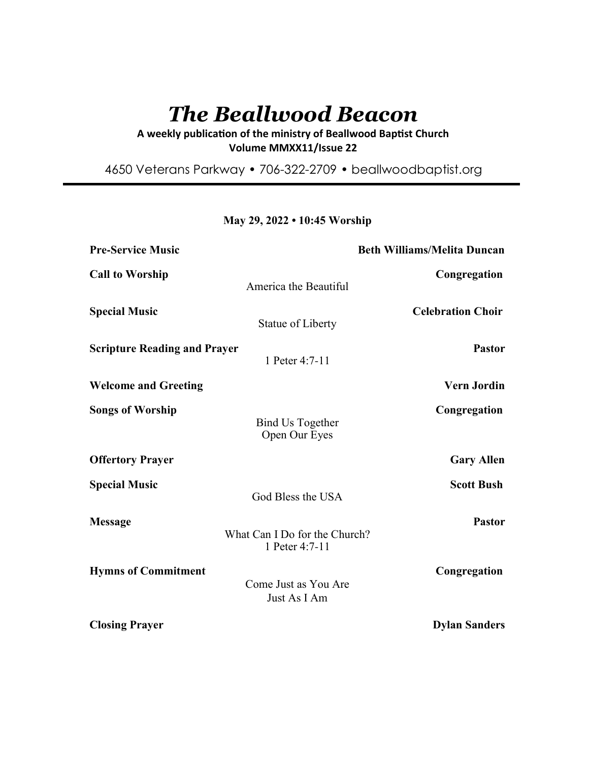# *The Beallwood Beacon*

**A weekly publication of the ministry of Beallwood Baptist Church**
**Volume MMXX11/Issue 22**

4650 Veterans Parkway • 706-322-2709 • beallwoodbaptist.org

---

**May 29, 2022 • 10:45 Worship**

**Pre-Service Music** — **Beth Williams/Melita Duncan**

**Call to Worship** — **Congregation**
America the Beautiful

**Special Music** — **Celebration Choir**
Statue of Liberty

**Scripture Reading and Prayer** — **Pastor**
1 Peter 4:7-11

**Welcome and Greeting** — **Vern Jordin**

**Songs of Worship** — **Congregation**
Bind Us Together
Open Our Eyes

**Offertory Prayer** — **Gary Allen**

**Special Music** — **Scott Bush**
God Bless the USA

**Message** — **Pastor**
What Can I Do for the Church?
1 Peter 4:7-11

**Hymns of Commitment** — **Congregation**
Come Just as You Are
Just As I Am

**Closing Prayer** — **Dylan Sanders**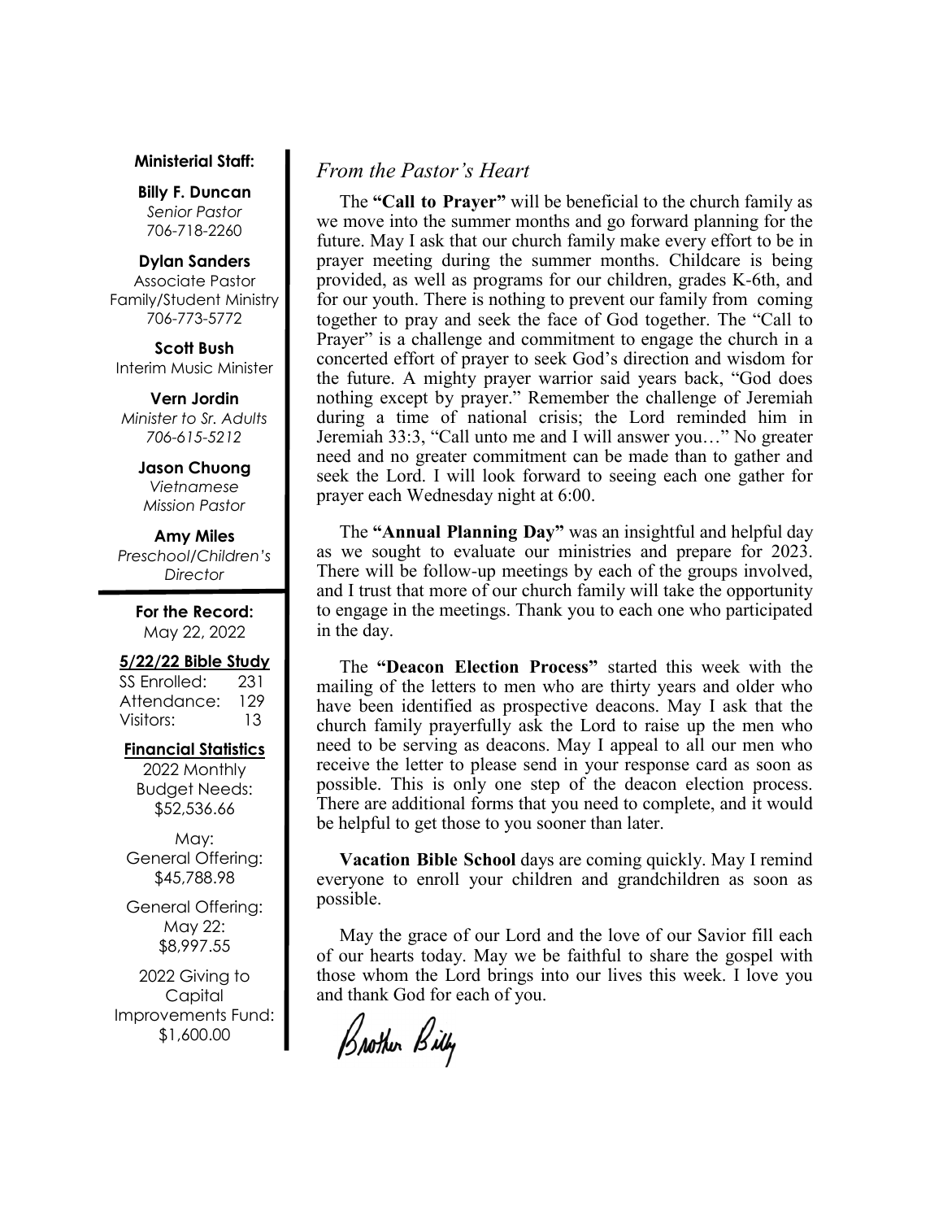**Ministerial Staff:**

**Billy F. Duncan**
*Senior Pastor*
706-718-2260

**Dylan Sanders**
Associate Pastor
Family/Student Ministry
706-773-5772

**Scott Bush**
Interim Music Minister

**Vern Jordin**
*Minister to Sr. Adults*
*706-615-5212*

**Jason Chuong**
*Vietnamese Mission Pastor*

**Amy Miles**
*Preschool/Children's Director*

**For the Record:**
May 22, 2022

**5/22/22 Bible Study**

| | |
|---|---|
| SS Enrolled: | 231 |
| Attendance: | 129 |
| Visitors: | 13 |

**Financial Statistics**

2022 Monthly Budget Needs:
$52,536.66

May:
General Offering:
$45,788.98

General Offering:
May 22:
$8,997.55

2022 Giving to Capital Improvements Fund:
$1,600.00

## *From the Pastor's Heart*

The **"Call to Prayer"** will be beneficial to the church family as we move into the summer months and go forward planning for the future. May I ask that our church family make every effort to be in prayer meeting during the summer months. Childcare is being provided, as well as programs for our children, grades K-6th, and for our youth. There is nothing to prevent our family from coming together to pray and seek the face of God together. The "Call to Prayer" is a challenge and commitment to engage the church in a concerted effort of prayer to seek God's direction and wisdom for the future. A mighty prayer warrior said years back, "God does nothing except by prayer." Remember the challenge of Jeremiah during a time of national crisis; the Lord reminded him in Jeremiah 33:3, "Call unto me and I will answer you…" No greater need and no greater commitment can be made than to gather and seek the Lord. I will look forward to seeing each one gather for prayer each Wednesday night at 6:00.

The **"Annual Planning Day"** was an insightful and helpful day as we sought to evaluate our ministries and prepare for 2023. There will be follow-up meetings by each of the groups involved, and I trust that more of our church family will take the opportunity to engage in the meetings. Thank you to each one who participated in the day.

The **"Deacon Election Process"** started this week with the mailing of the letters to men who are thirty years and older who have been identified as prospective deacons. May I ask that the church family prayerfully ask the Lord to raise up the men who need to be serving as deacons. May I appeal to all our men who receive the letter to please send in your response card as soon as possible. This is only one step of the deacon election process. There are additional forms that you need to complete, and it would be helpful to get those to you sooner than later.

**Vacation Bible School** days are coming quickly. May I remind everyone to enroll your children and grandchildren as soon as possible.

May the grace of our Lord and the love of our Savior fill each of our hearts today. May we be faithful to share the gospel with those whom the Lord brings into our lives this week. I love you and thank God for each of you.

Brother Billy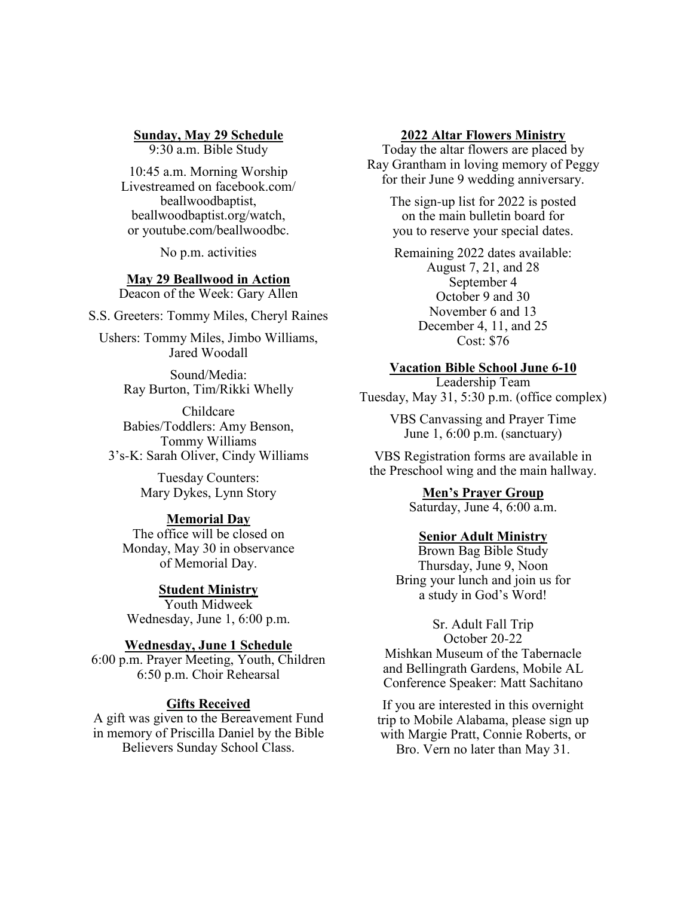**Sunday, May 29 Schedule**

9:30 a.m. Bible Study

10:45 a.m. Morning Worship
Livestreamed on facebook.com/beallwoodbaptist, beallwoodbaptist.org/watch, or youtube.com/beallwoodbc.

No p.m. activities

**May 29 Beallwood in Action**

Deacon of the Week: Gary Allen

S.S. Greeters: Tommy Miles, Cheryl Raines

Ushers: Tommy Miles, Jimbo Williams, Jared Woodall

Sound/Media:
Ray Burton, Tim/Rikki Whelly

Childcare
Babies/Toddlers: Amy Benson, Tommy Williams
3's-K: Sarah Oliver, Cindy Williams

Tuesday Counters:
Mary Dykes, Lynn Story

**Memorial Day**

The office will be closed on Monday, May 30 in observance of Memorial Day.

**Student Ministry**

Youth Midweek
Wednesday, June 1, 6:00 p.m.

**Wednesday, June 1 Schedule**

6:00 p.m. Prayer Meeting, Youth, Children
6:50 p.m. Choir Rehearsal

**Gifts Received**

A gift was given to the Bereavement Fund in memory of Priscilla Daniel by the Bible Believers Sunday School Class.

**2022 Altar Flowers Ministry**

Today the altar flowers are placed by Ray Grantham in loving memory of Peggy for their June 9 wedding anniversary.

The sign-up list for 2022 is posted on the main bulletin board for you to reserve your special dates.

Remaining 2022 dates available:
August 7, 21, and 28
September 4
October 9 and 30
November 6 and 13
December 4, 11, and 25
Cost: $76

**Vacation Bible School June 6-10**

Leadership Team
Tuesday, May 31, 5:30 p.m. (office complex)

VBS Canvassing and Prayer Time
June 1, 6:00 p.m. (sanctuary)

VBS Registration forms are available in the Preschool wing and the main hallway.

**Men's Prayer Group**

Saturday, June 4, 6:00 a.m.

**Senior Adult Ministry**

Brown Bag Bible Study
Thursday, June 9, Noon
Bring your lunch and join us for a study in God's Word!

Sr. Adult Fall Trip
October 20-22
Mishkan Museum of the Tabernacle and Bellingrath Gardens, Mobile AL
Conference Speaker: Matt Sachitano

If you are interested in this overnight trip to Mobile Alabama, please sign up with Margie Pratt, Connie Roberts, or Bro. Vern no later than May 31.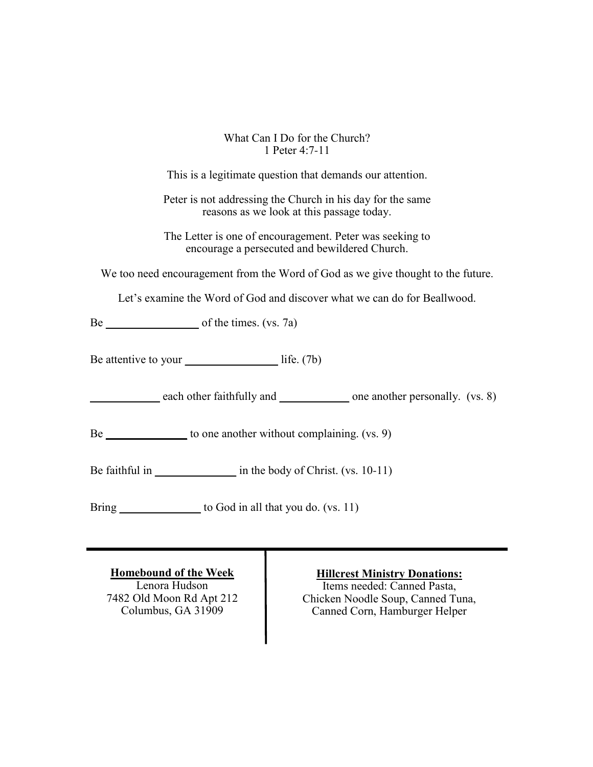# What Can I Do for the Church?
## 1 Peter 4:7-11

This is a legitimate question that demands our attention.

Peter is not addressing the Church in his day for the same reasons as we look at this passage today.

The Letter is one of encouragement. Peter was seeking to encourage a persecuted and bewildered Church.

We too need encouragement from the Word of God as we give thought to the future.

Let's examine the Word of God and discover what we can do for Beallwood.

Be ________________ of the times. (vs. 7a)

Be attentive to your ________________ life. (7b)

____________ each other faithfully and ____________ one another personally. (vs. 8)

Be ______________ to one another without complaining. (vs. 9)

Be faithful in ______________ in the body of Christ. (vs. 10-11)

Bring ______________ to God in all that you do. (vs. 11)

---

**Homebound of the Week**
Lenora Hudson
7482 Old Moon Rd Apt 212
Columbus, GA 31909

**Hillcrest Ministry Donations:**
Items needed: Canned Pasta, Chicken Noodle Soup, Canned Tuna, Canned Corn, Hamburger Helper